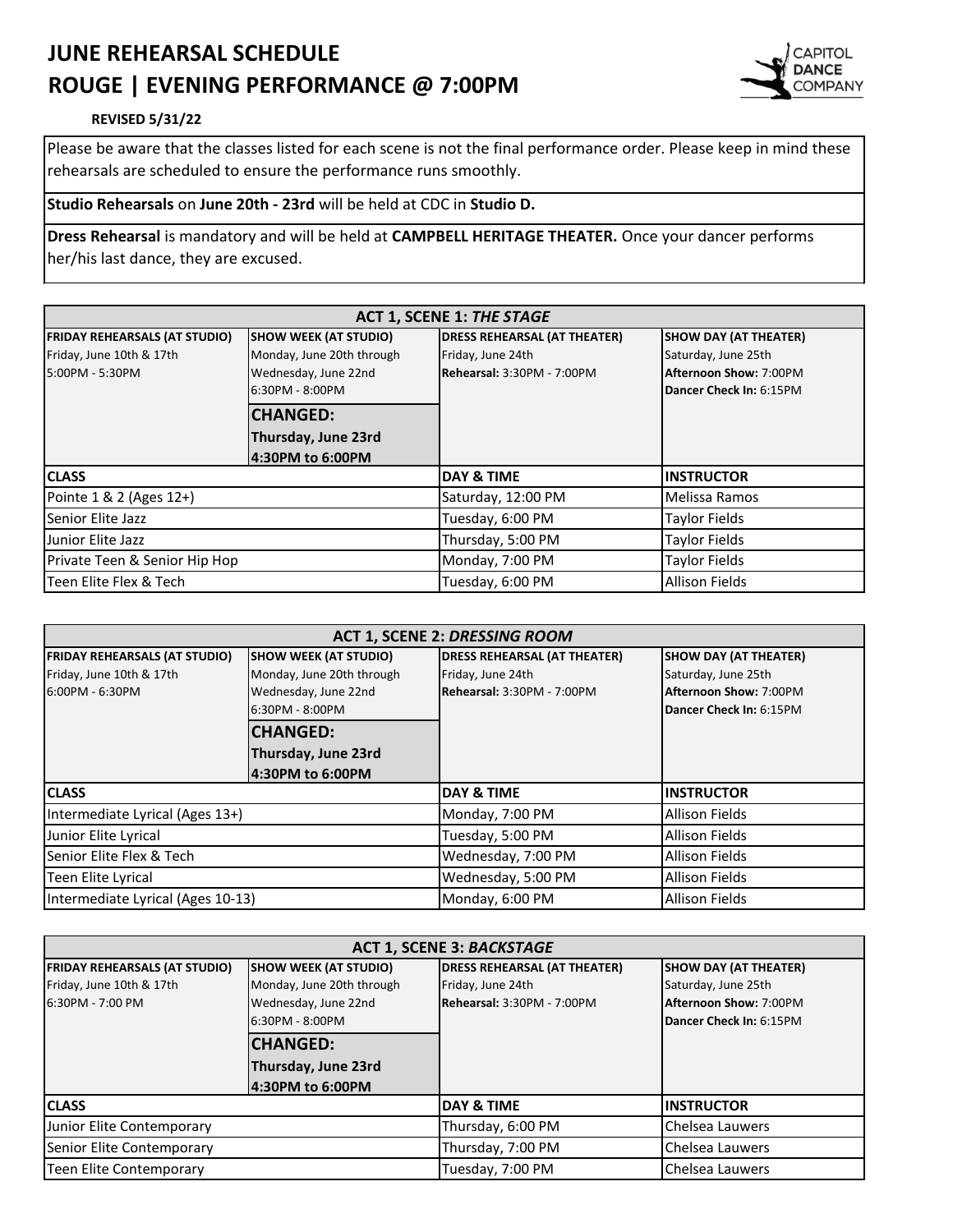# JUNE REHEARSAL SCHEDULE
# ROUGE | EVENING PERFORMANCE @ 7:00PM

CAPITOL DANCE COMPANY

**REVISED 5/31/22**

Please be aware that the classes listed for each scene is not the final performance order. Please keep in mind these rehearsals are scheduled to ensure the performance runs smoothly.

**Studio Rehearsals** on **June 20th - 23rd** will be held at CDC in **Studio D.**

**Dress Rehearsal** is mandatory and will be held at **CAMPBELL HERITAGE THEATER.** Once your dancer performs her/his last dance, they are excused.

| ACT 1, SCENE 1: *THE STAGE* | | | |
|---|---|---|---|
| **FRIDAY REHEARSALS (AT STUDIO)** | **SHOW WEEK (AT STUDIO)** | **DRESS REHEARSAL (AT THEATER)** | **SHOW DAY (AT THEATER)** |
| Friday, June 10th & 17th<br>5:00PM - 5:30PM | Monday, June 20th through Wednesday, June 22nd<br>6:30PM - 8:00PM<br>**CHANGED:**<br>**Thursday, June 23rd**<br>**4:30PM to 6:00PM** | Friday, June 24th<br>**Rehearsal:** 3:30PM - 7:00PM | Saturday, June 25th<br>**Afternoon Show:** 7:00PM<br>**Dancer Check In:** 6:15PM |
| **CLASS** | | **DAY & TIME** | **INSTRUCTOR** |
| Pointe 1 & 2 (Ages 12+) | | Saturday, 12:00 PM | Melissa Ramos |
| Senior Elite Jazz | | Tuesday, 6:00 PM | Taylor Fields |
| Junior Elite Jazz | | Thursday, 5:00 PM | Taylor Fields |
| Private Teen & Senior Hip Hop | | Monday, 7:00 PM | Taylor Fields |
| Teen Elite Flex & Tech | | Tuesday, 6:00 PM | Allison Fields |

| ACT 1, SCENE 2: *DRESSING ROOM* | | | |
|---|---|---|---|
| **FRIDAY REHEARSALS (AT STUDIO)** | **SHOW WEEK (AT STUDIO)** | **DRESS REHEARSAL (AT THEATER)** | **SHOW DAY (AT THEATER)** |
| Friday, June 10th & 17th<br>6:00PM - 6:30PM | Monday, June 20th through Wednesday, June 22nd<br>6:30PM - 8:00PM<br>**CHANGED:**<br>**Thursday, June 23rd**<br>**4:30PM to 6:00PM** | Friday, June 24th<br>**Rehearsal:** 3:30PM - 7:00PM | Saturday, June 25th<br>**Afternoon Show:** 7:00PM<br>**Dancer Check In:** 6:15PM |
| **CLASS** | | **DAY & TIME** | **INSTRUCTOR** |
| Intermediate Lyrical (Ages 13+) | | Monday, 7:00 PM | Allison Fields |
| Junior Elite Lyrical | | Tuesday, 5:00 PM | Allison Fields |
| Senior Elite Flex & Tech | | Wednesday, 7:00 PM | Allison Fields |
| Teen Elite Lyrical | | Wednesday, 5:00 PM | Allison Fields |
| Intermediate Lyrical (Ages 10-13) | | Monday, 6:00 PM | Allison Fields |

| ACT 1, SCENE 3: *BACKSTAGE* | | | |
|---|---|---|---|
| **FRIDAY REHEARSALS (AT STUDIO)** | **SHOW WEEK (AT STUDIO)** | **DRESS REHEARSAL (AT THEATER)** | **SHOW DAY (AT THEATER)** |
| Friday, June 10th & 17th<br>6:30PM - 7:00 PM | Monday, June 20th through Wednesday, June 22nd<br>6:30PM - 8:00PM<br>**CHANGED:**<br>**Thursday, June 23rd**<br>**4:30PM to 6:00PM** | Friday, June 24th<br>**Rehearsal:** 3:30PM - 7:00PM | Saturday, June 25th<br>**Afternoon Show:** 7:00PM<br>**Dancer Check In:** 6:15PM |
| **CLASS** | | **DAY & TIME** | **INSTRUCTOR** |
| Junior Elite Contemporary | | Thursday, 6:00 PM | Chelsea Lauwers |
| Senior Elite Contemporary | | Thursday, 7:00 PM | Chelsea Lauwers |
| Teen Elite Contemporary | | Tuesday, 7:00 PM | Chelsea Lauwers |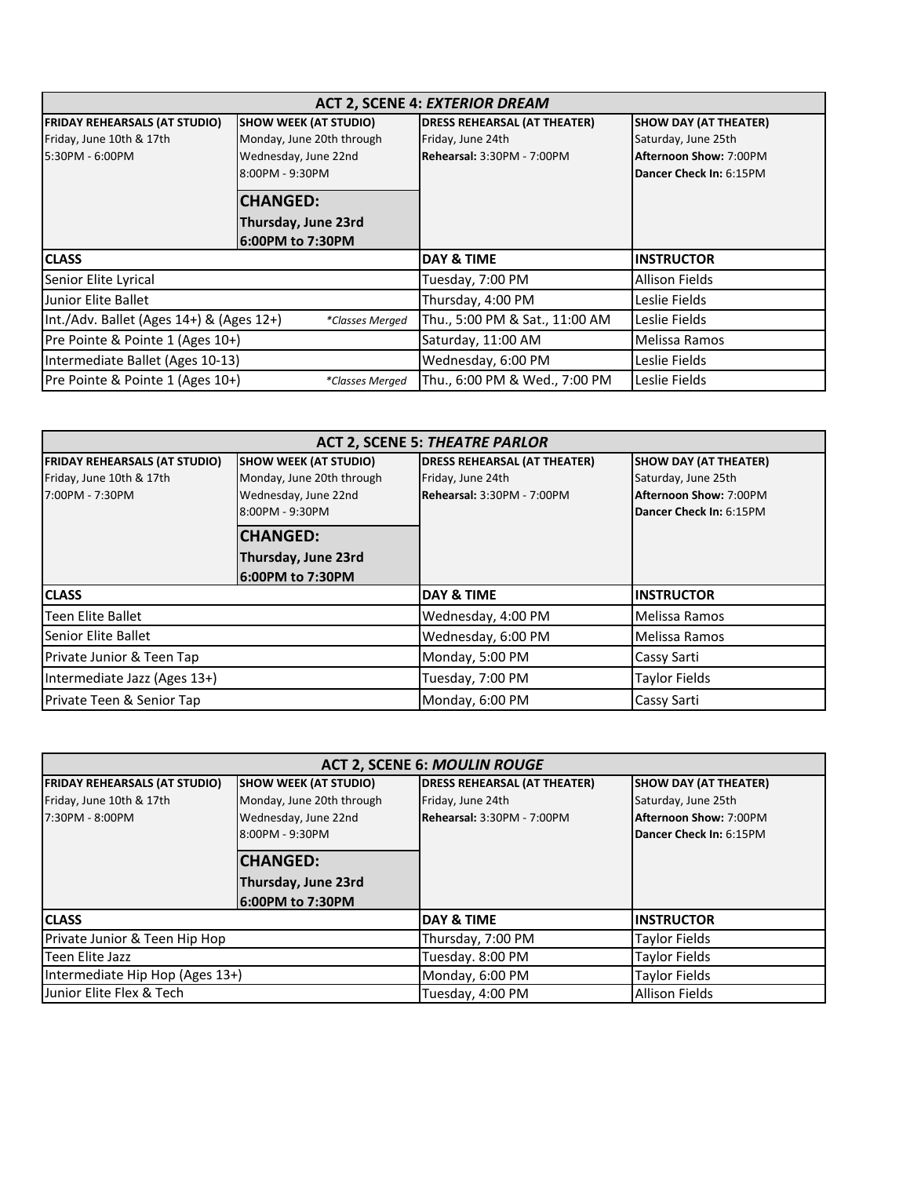| ACT 2, SCENE 4: *EXTERIOR DREAM* | | | | |
|---|---|---|---|---|
| **FRIDAY REHEARSALS (AT STUDIO)**<br>Friday, June 10th & 17th<br>5:30PM - 6:00PM | **SHOW WEEK (AT STUDIO)**<br>Monday, June 20th through<br>Wednesday, June 22nd<br>8:00PM - 9:30PM<br>**CHANGED:**<br>**Thursday, June 23rd**<br>**6:00PM to 7:30PM** | | **DRESS REHEARSAL (AT THEATER)**<br>Friday, June 24th<br>**Rehearsal:** 3:30PM - 7:00PM | **SHOW DAY (AT THEATER)**<br>Saturday, June 25th<br>**Afternoon Show:** 7:00PM<br>**Dancer Check In:** 6:15PM |
| **CLASS** | | | **DAY & TIME** | **INSTRUCTOR** |
| Senior Elite Lyrical | | | Tuesday, 7:00 PM | Allison Fields |
| Junior Elite Ballet | | | Thursday, 4:00 PM | Leslie Fields |
| Int./Adv. Ballet (Ages 14+) & (Ages 12+) | | *\*Classes Merged* | Thu., 5:00 PM & Sat., 11:00 AM | Leslie Fields |
| Pre Pointe & Pointe 1 (Ages 10+) | | | Saturday, 11:00 AM | Melissa Ramos |
| Intermediate Ballet (Ages 10-13) | | | Wednesday, 6:00 PM | Leslie Fields |
| Pre Pointe & Pointe 1 (Ages 10+) | | *\*Classes Merged* | Thu., 6:00 PM & Wed., 7:00 PM | Leslie Fields |

| ACT 2, SCENE 5: *THEATRE PARLOR* | | | | |
|---|---|---|---|---|
| **FRIDAY REHEARSALS (AT STUDIO)**<br>Friday, June 10th & 17th<br>7:00PM - 7:30PM | **SHOW WEEK (AT STUDIO)**<br>Monday, June 20th through<br>Wednesday, June 22nd<br>8:00PM - 9:30PM<br>**CHANGED:**<br>**Thursday, June 23rd**<br>**6:00PM to 7:30PM** | | **DRESS REHEARSAL (AT THEATER)**<br>Friday, June 24th<br>**Rehearsal:** 3:30PM - 7:00PM | **SHOW DAY (AT THEATER)**<br>Saturday, June 25th<br>**Afternoon Show:** 7:00PM<br>**Dancer Check In:** 6:15PM |
| **CLASS** | | | **DAY & TIME** | **INSTRUCTOR** |
| Teen Elite Ballet | | | Wednesday, 4:00 PM | Melissa Ramos |
| Senior Elite Ballet | | | Wednesday, 6:00 PM | Melissa Ramos |
| Private Junior & Teen Tap | | | Monday, 5:00 PM | Cassy Sarti |
| Intermediate Jazz (Ages 13+) | | | Tuesday, 7:00 PM | Taylor Fields |
| Private Teen & Senior Tap | | | Monday, 6:00 PM | Cassy Sarti |

| ACT 2, SCENE 6: *MOULIN ROUGE* | | | | |
|---|---|---|---|---|
| **FRIDAY REHEARSALS (AT STUDIO)**<br>Friday, June 10th & 17th<br>7:30PM - 8:00PM | **SHOW WEEK (AT STUDIO)**<br>Monday, June 20th through<br>Wednesday, June 22nd<br>8:00PM - 9:30PM<br>**CHANGED:**<br>**Thursday, June 23rd**<br>**6:00PM to 7:30PM** | | **DRESS REHEARSAL (AT THEATER)**<br>Friday, June 24th<br>**Rehearsal:** 3:30PM - 7:00PM | **SHOW DAY (AT THEATER)**<br>Saturday, June 25th<br>**Afternoon Show:** 7:00PM<br>**Dancer Check In:** 6:15PM |
| **CLASS** | | | **DAY & TIME** | **INSTRUCTOR** |
| Private Junior & Teen Hip Hop | | | Thursday, 7:00 PM | Taylor Fields |
| Teen Elite Jazz | | | Tuesday. 8:00 PM | Taylor Fields |
| Intermediate Hip Hop (Ages 13+) | | | Monday, 6:00 PM | Taylor Fields |
| Junior Elite Flex & Tech | | | Tuesday, 4:00 PM | Allison Fields |